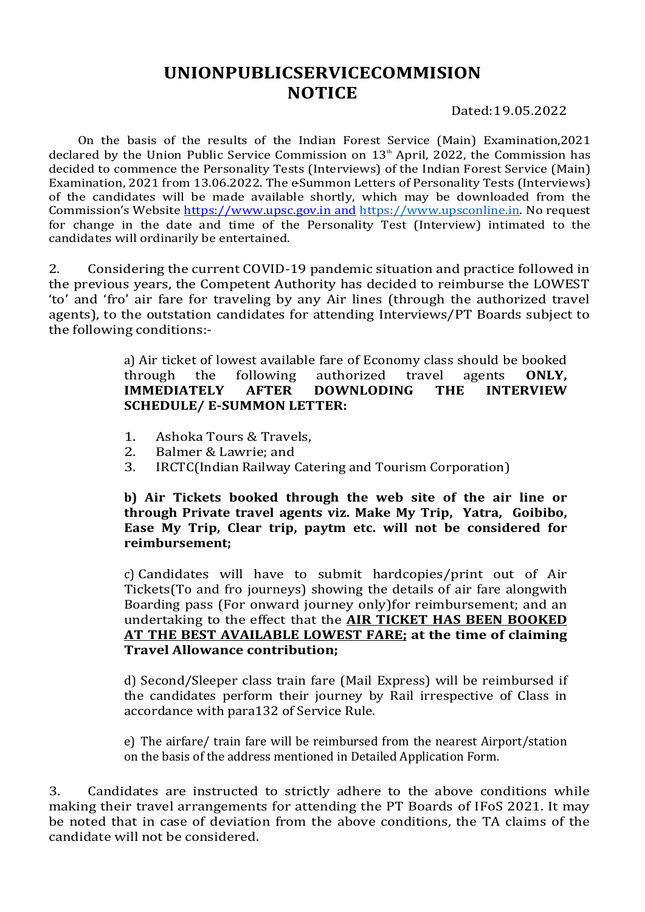# UNIONPUBLICSERVICECOMMISION
# NOTICE

Dated:19.05.2022

On the basis of the results of the Indian Forest Service (Main) Examination,2021 declared by the Union Public Service Commission on 13th April, 2022, the Commission has decided to commence the Personality Tests (Interviews) of the Indian Forest Service (Main) Examination, 2021 from 13.06.2022. The eSummon Letters of Personality Tests (Interviews) of the candidates will be made available shortly, which may be downloaded from the Commission's Website https://www.upsc.gov.in and https://www.upsconline.in. No request for change in the date and time of the Personality Test (Interview) intimated to the candidates will ordinarily be entertained.

2. Considering the current COVID-19 pandemic situation and practice followed in the previous years, the Competent Authority has decided to reimburse the LOWEST 'to' and 'fro' air fare for traveling by any Air lines (through the authorized travel agents), to the outstation candidates for attending Interviews/PT Boards subject to the following conditions:-

a) Air ticket of lowest available fare of Economy class should be booked through the following authorized travel agents **ONLY, IMMEDIATELY AFTER DOWNLODING THE INTERVIEW SCHEDULE/ E-SUMMON LETTER:**

1. Ashoka Tours & Travels,
2. Balmer & Lawrie; and
3. IRCTC(Indian Railway Catering and Tourism Corporation)

**b) Air Tickets booked through the web site of the air line or through Private travel agents viz. Make My Trip, Yatra, Goibibo, Ease My Trip, Clear trip, paytm etc. will not be considered for reimbursement;**

c) Candidates will have to submit hardcopies/print out of Air Tickets(To and fro journeys) showing the details of air fare alongwith Boarding pass (For onward journey only)for reimbursement; and an undertaking to the effect that the **AIR TICKET HAS BEEN BOOKED AT THE BEST AVAILABLE LOWEST FARE; at the time of claiming Travel Allowance contribution;**

d) Second/Sleeper class train fare (Mail Express) will be reimbursed if the candidates perform their journey by Rail irrespective of Class in accordance with para132 of Service Rule.

e) The airfare/ train fare will be reimbursed from the nearest Airport/station on the basis of the address mentioned in Detailed Application Form.

3. Candidates are instructed to strictly adhere to the above conditions while making their travel arrangements for attending the PT Boards of IFoS 2021. It may be noted that in case of deviation from the above conditions, the TA claims of the candidate will not be considered.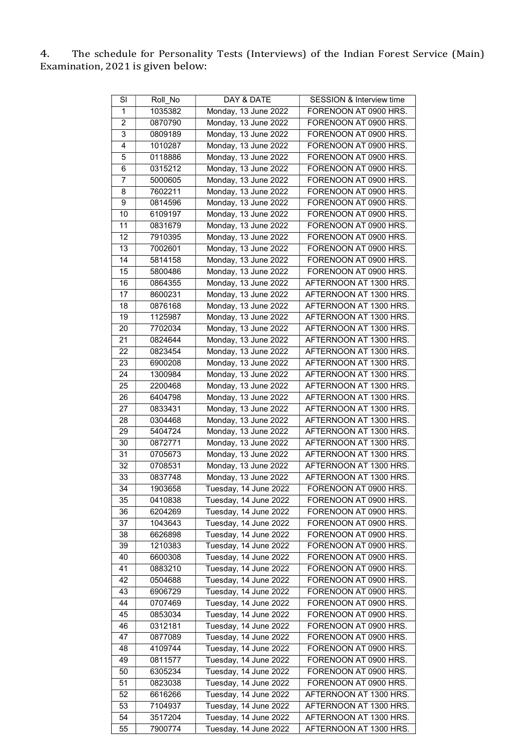4. The schedule for Personality Tests (Interviews) of the Indian Forest Service (Main) Examination, 2021 is given below:

| Sl | Roll_No | DAY & DATE | SESSION & Interview time |
|---|---|---|---|
| 1 | 1035382 | Monday, 13 June 2022 | FORENOON AT 0900 HRS. |
| 2 | 0870790 | Monday, 13 June 2022 | FORENOON AT 0900 HRS. |
| 3 | 0809189 | Monday, 13 June 2022 | FORENOON AT 0900 HRS. |
| 4 | 1010287 | Monday, 13 June 2022 | FORENOON AT 0900 HRS. |
| 5 | 0118886 | Monday, 13 June 2022 | FORENOON AT 0900 HRS. |
| 6 | 0315212 | Monday, 13 June 2022 | FORENOON AT 0900 HRS. |
| 7 | 5000605 | Monday, 13 June 2022 | FORENOON AT 0900 HRS. |
| 8 | 7602211 | Monday, 13 June 2022 | FORENOON AT 0900 HRS. |
| 9 | 0814596 | Monday, 13 June 2022 | FORENOON AT 0900 HRS. |
| 10 | 6109197 | Monday, 13 June 2022 | FORENOON AT 0900 HRS. |
| 11 | 0831679 | Monday, 13 June 2022 | FORENOON AT 0900 HRS. |
| 12 | 7910395 | Monday, 13 June 2022 | FORENOON AT 0900 HRS. |
| 13 | 7002601 | Monday, 13 June 2022 | FORENOON AT 0900 HRS. |
| 14 | 5814158 | Monday, 13 June 2022 | FORENOON AT 0900 HRS. |
| 15 | 5800486 | Monday, 13 June 2022 | FORENOON AT 0900 HRS. |
| 16 | 0864355 | Monday, 13 June 2022 | AFTERNOON AT 1300 HRS. |
| 17 | 8600231 | Monday, 13 June 2022 | AFTERNOON AT 1300 HRS. |
| 18 | 0876168 | Monday, 13 June 2022 | AFTERNOON AT 1300 HRS. |
| 19 | 1125987 | Monday, 13 June 2022 | AFTERNOON AT 1300 HRS. |
| 20 | 7702034 | Monday, 13 June 2022 | AFTERNOON AT 1300 HRS. |
| 21 | 0824644 | Monday, 13 June 2022 | AFTERNOON AT 1300 HRS. |
| 22 | 0823454 | Monday, 13 June 2022 | AFTERNOON AT 1300 HRS. |
| 23 | 6900208 | Monday, 13 June 2022 | AFTERNOON AT 1300 HRS. |
| 24 | 1300984 | Monday, 13 June 2022 | AFTERNOON AT 1300 HRS. |
| 25 | 2200468 | Monday, 13 June 2022 | AFTERNOON AT 1300 HRS. |
| 26 | 6404798 | Monday, 13 June 2022 | AFTERNOON AT 1300 HRS. |
| 27 | 0833431 | Monday, 13 June 2022 | AFTERNOON AT 1300 HRS. |
| 28 | 0304468 | Monday, 13 June 2022 | AFTERNOON AT 1300 HRS. |
| 29 | 5404724 | Monday, 13 June 2022 | AFTERNOON AT 1300 HRS. |
| 30 | 0872771 | Monday, 13 June 2022 | AFTERNOON AT 1300 HRS. |
| 31 | 0705673 | Monday, 13 June 2022 | AFTERNOON AT 1300 HRS. |
| 32 | 0708531 | Monday, 13 June 2022 | AFTERNOON AT 1300 HRS. |
| 33 | 0837748 | Monday, 13 June 2022 | AFTERNOON AT 1300 HRS. |
| 34 | 1903658 | Tuesday, 14 June 2022 | FORENOON AT 0900 HRS. |
| 35 | 0410838 | Tuesday, 14 June 2022 | FORENOON AT 0900 HRS. |
| 36 | 6204269 | Tuesday, 14 June 2022 | FORENOON AT 0900 HRS. |
| 37 | 1043643 | Tuesday, 14 June 2022 | FORENOON AT 0900 HRS. |
| 38 | 6626898 | Tuesday, 14 June 2022 | FORENOON AT 0900 HRS. |
| 39 | 1210383 | Tuesday, 14 June 2022 | FORENOON AT 0900 HRS. |
| 40 | 6600308 | Tuesday, 14 June 2022 | FORENOON AT 0900 HRS. |
| 41 | 0883210 | Tuesday, 14 June 2022 | FORENOON AT 0900 HRS. |
| 42 | 0504688 | Tuesday, 14 June 2022 | FORENOON AT 0900 HRS. |
| 43 | 6906729 | Tuesday, 14 June 2022 | FORENOON AT 0900 HRS. |
| 44 | 0707469 | Tuesday, 14 June 2022 | FORENOON AT 0900 HRS. |
| 45 | 0853034 | Tuesday, 14 June 2022 | FORENOON AT 0900 HRS. |
| 46 | 0312181 | Tuesday, 14 June 2022 | FORENOON AT 0900 HRS. |
| 47 | 0877089 | Tuesday, 14 June 2022 | FORENOON AT 0900 HRS. |
| 48 | 4109744 | Tuesday, 14 June 2022 | FORENOON AT 0900 HRS. |
| 49 | 0811577 | Tuesday, 14 June 2022 | FORENOON AT 0900 HRS. |
| 50 | 6305234 | Tuesday, 14 June 2022 | FORENOON AT 0900 HRS. |
| 51 | 0823038 | Tuesday, 14 June 2022 | FORENOON AT 0900 HRS. |
| 52 | 6616266 | Tuesday, 14 June 2022 | AFTERNOON AT 1300 HRS. |
| 53 | 7104937 | Tuesday, 14 June 2022 | AFTERNOON AT 1300 HRS. |
| 54 | 3517204 | Tuesday, 14 June 2022 | AFTERNOON AT 1300 HRS. |
| 55 | 7900774 | Tuesday, 14 June 2022 | AFTERNOON AT 1300 HRS. |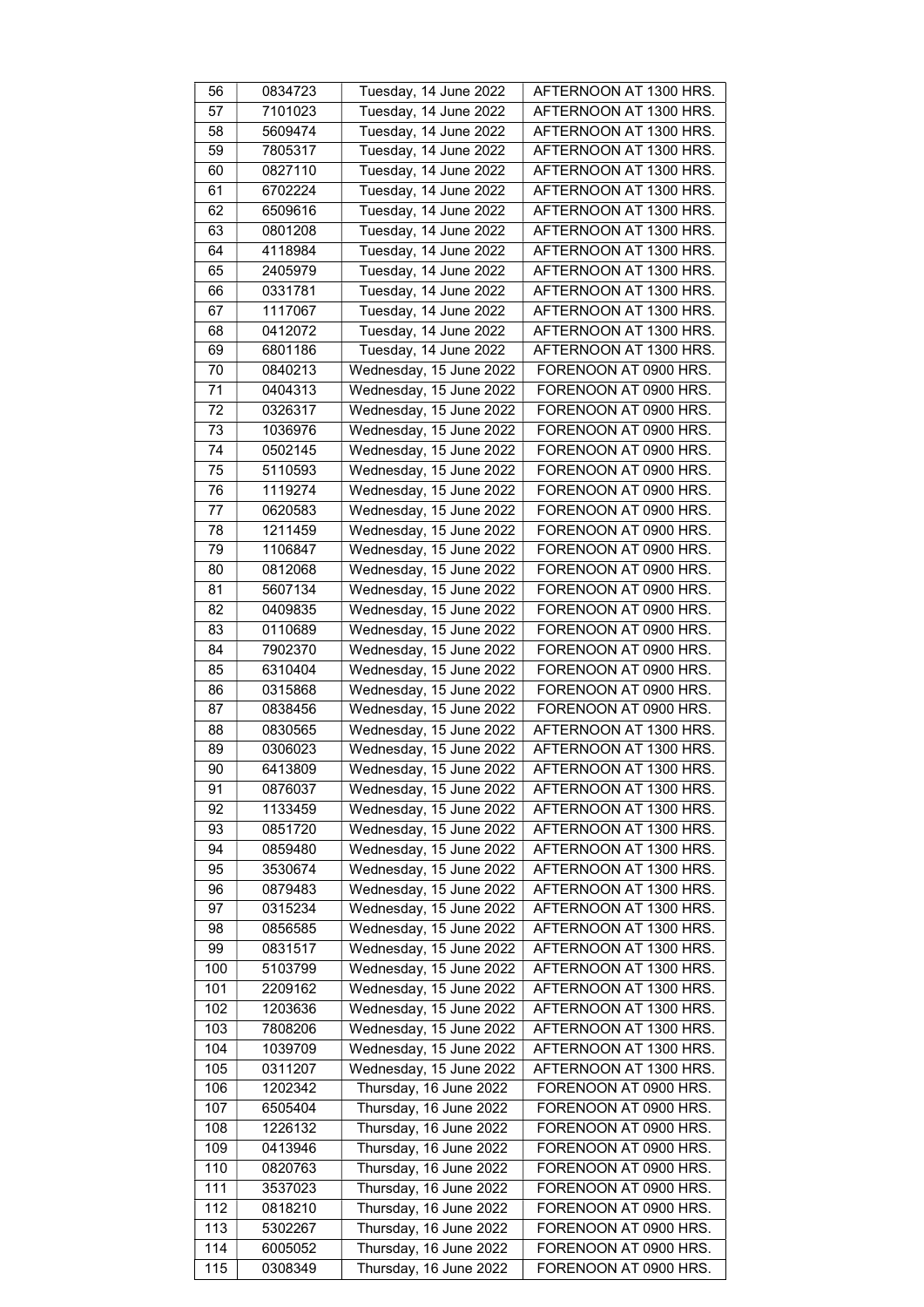| | | | |
|---|---|---|---|
| 56 | 0834723 | Tuesday, 14 June 2022 | AFTERNOON AT 1300 HRS. |
| 57 | 7101023 | Tuesday, 14 June 2022 | AFTERNOON AT 1300 HRS. |
| 58 | 5609474 | Tuesday, 14 June 2022 | AFTERNOON AT 1300 HRS. |
| 59 | 7805317 | Tuesday, 14 June 2022 | AFTERNOON AT 1300 HRS. |
| 60 | 0827110 | Tuesday, 14 June 2022 | AFTERNOON AT 1300 HRS. |
| 61 | 6702224 | Tuesday, 14 June 2022 | AFTERNOON AT 1300 HRS. |
| 62 | 6509616 | Tuesday, 14 June 2022 | AFTERNOON AT 1300 HRS. |
| 63 | 0801208 | Tuesday, 14 June 2022 | AFTERNOON AT 1300 HRS. |
| 64 | 4118984 | Tuesday, 14 June 2022 | AFTERNOON AT 1300 HRS. |
| 65 | 2405979 | Tuesday, 14 June 2022 | AFTERNOON AT 1300 HRS. |
| 66 | 0331781 | Tuesday, 14 June 2022 | AFTERNOON AT 1300 HRS. |
| 67 | 1117067 | Tuesday, 14 June 2022 | AFTERNOON AT 1300 HRS. |
| 68 | 0412072 | Tuesday, 14 June 2022 | AFTERNOON AT 1300 HRS. |
| 69 | 6801186 | Tuesday, 14 June 2022 | AFTERNOON AT 1300 HRS. |
| 70 | 0840213 | Wednesday, 15 June 2022 | FORENOON AT 0900 HRS. |
| 71 | 0404313 | Wednesday, 15 June 2022 | FORENOON AT 0900 HRS. |
| 72 | 0326317 | Wednesday, 15 June 2022 | FORENOON AT 0900 HRS. |
| 73 | 1036976 | Wednesday, 15 June 2022 | FORENOON AT 0900 HRS. |
| 74 | 0502145 | Wednesday, 15 June 2022 | FORENOON AT 0900 HRS. |
| 75 | 5110593 | Wednesday, 15 June 2022 | FORENOON AT 0900 HRS. |
| 76 | 1119274 | Wednesday, 15 June 2022 | FORENOON AT 0900 HRS. |
| 77 | 0620583 | Wednesday, 15 June 2022 | FORENOON AT 0900 HRS. |
| 78 | 1211459 | Wednesday, 15 June 2022 | FORENOON AT 0900 HRS. |
| 79 | 1106847 | Wednesday, 15 June 2022 | FORENOON AT 0900 HRS. |
| 80 | 0812068 | Wednesday, 15 June 2022 | FORENOON AT 0900 HRS. |
| 81 | 5607134 | Wednesday, 15 June 2022 | FORENOON AT 0900 HRS. |
| 82 | 0409835 | Wednesday, 15 June 2022 | FORENOON AT 0900 HRS. |
| 83 | 0110689 | Wednesday, 15 June 2022 | FORENOON AT 0900 HRS. |
| 84 | 7902370 | Wednesday, 15 June 2022 | FORENOON AT 0900 HRS. |
| 85 | 6310404 | Wednesday, 15 June 2022 | FORENOON AT 0900 HRS. |
| 86 | 0315868 | Wednesday, 15 June 2022 | FORENOON AT 0900 HRS. |
| 87 | 0838456 | Wednesday, 15 June 2022 | FORENOON AT 0900 HRS. |
| 88 | 0830565 | Wednesday, 15 June 2022 | AFTERNOON AT 1300 HRS. |
| 89 | 0306023 | Wednesday, 15 June 2022 | AFTERNOON AT 1300 HRS. |
| 90 | 6413809 | Wednesday, 15 June 2022 | AFTERNOON AT 1300 HRS. |
| 91 | 0876037 | Wednesday, 15 June 2022 | AFTERNOON AT 1300 HRS. |
| 92 | 1133459 | Wednesday, 15 June 2022 | AFTERNOON AT 1300 HRS. |
| 93 | 0851720 | Wednesday, 15 June 2022 | AFTERNOON AT 1300 HRS. |
| 94 | 0859480 | Wednesday, 15 June 2022 | AFTERNOON AT 1300 HRS. |
| 95 | 3530674 | Wednesday, 15 June 2022 | AFTERNOON AT 1300 HRS. |
| 96 | 0879483 | Wednesday, 15 June 2022 | AFTERNOON AT 1300 HRS. |
| 97 | 0315234 | Wednesday, 15 June 2022 | AFTERNOON AT 1300 HRS. |
| 98 | 0856585 | Wednesday, 15 June 2022 | AFTERNOON AT 1300 HRS. |
| 99 | 0831517 | Wednesday, 15 June 2022 | AFTERNOON AT 1300 HRS. |
| 100 | 5103799 | Wednesday, 15 June 2022 | AFTERNOON AT 1300 HRS. |
| 101 | 2209162 | Wednesday, 15 June 2022 | AFTERNOON AT 1300 HRS. |
| 102 | 1203636 | Wednesday, 15 June 2022 | AFTERNOON AT 1300 HRS. |
| 103 | 7808206 | Wednesday, 15 June 2022 | AFTERNOON AT 1300 HRS. |
| 104 | 1039709 | Wednesday, 15 June 2022 | AFTERNOON AT 1300 HRS. |
| 105 | 0311207 | Wednesday, 15 June 2022 | AFTERNOON AT 1300 HRS. |
| 106 | 1202342 | Thursday, 16 June 2022 | FORENOON AT 0900 HRS. |
| 107 | 6505404 | Thursday, 16 June 2022 | FORENOON AT 0900 HRS. |
| 108 | 1226132 | Thursday, 16 June 2022 | FORENOON AT 0900 HRS. |
| 109 | 0413946 | Thursday, 16 June 2022 | FORENOON AT 0900 HRS. |
| 110 | 0820763 | Thursday, 16 June 2022 | FORENOON AT 0900 HRS. |
| 111 | 3537023 | Thursday, 16 June 2022 | FORENOON AT 0900 HRS. |
| 112 | 0818210 | Thursday, 16 June 2022 | FORENOON AT 0900 HRS. |
| 113 | 5302267 | Thursday, 16 June 2022 | FORENOON AT 0900 HRS. |
| 114 | 6005052 | Thursday, 16 June 2022 | FORENOON AT 0900 HRS. |
| 115 | 0308349 | Thursday, 16 June 2022 | FORENOON AT 0900 HRS. |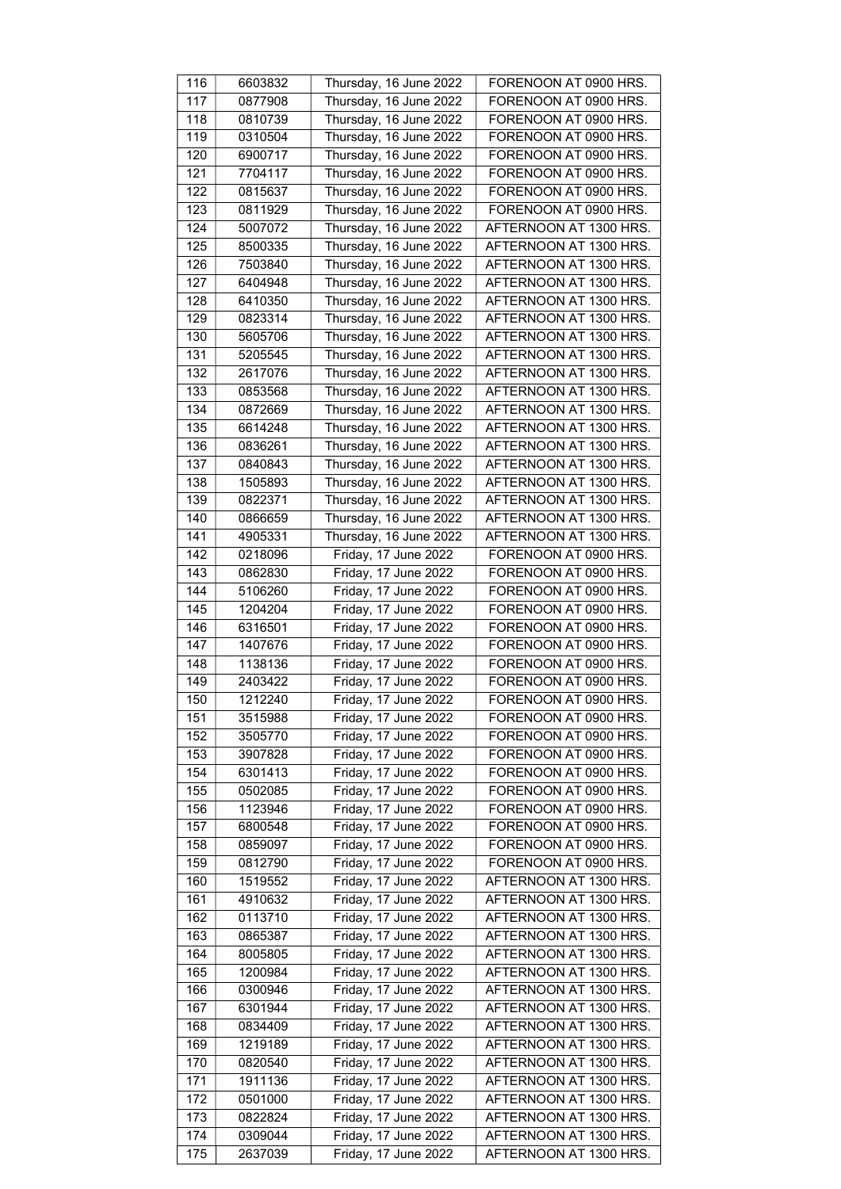| | | | |
|---|---|---|---|
| 116 | 6603832 | Thursday, 16 June 2022 | FORENOON AT 0900 HRS. |
| 117 | 0877908 | Thursday, 16 June 2022 | FORENOON AT 0900 HRS. |
| 118 | 0810739 | Thursday, 16 June 2022 | FORENOON AT 0900 HRS. |
| 119 | 0310504 | Thursday, 16 June 2022 | FORENOON AT 0900 HRS. |
| 120 | 6900717 | Thursday, 16 June 2022 | FORENOON AT 0900 HRS. |
| 121 | 7704117 | Thursday, 16 June 2022 | FORENOON AT 0900 HRS. |
| 122 | 0815637 | Thursday, 16 June 2022 | FORENOON AT 0900 HRS. |
| 123 | 0811929 | Thursday, 16 June 2022 | FORENOON AT 0900 HRS. |
| 124 | 5007072 | Thursday, 16 June 2022 | AFTERNOON AT 1300 HRS. |
| 125 | 8500335 | Thursday, 16 June 2022 | AFTERNOON AT 1300 HRS. |
| 126 | 7503840 | Thursday, 16 June 2022 | AFTERNOON AT 1300 HRS. |
| 127 | 6404948 | Thursday, 16 June 2022 | AFTERNOON AT 1300 HRS. |
| 128 | 6410350 | Thursday, 16 June 2022 | AFTERNOON AT 1300 HRS. |
| 129 | 0823314 | Thursday, 16 June 2022 | AFTERNOON AT 1300 HRS. |
| 130 | 5605706 | Thursday, 16 June 2022 | AFTERNOON AT 1300 HRS. |
| 131 | 5205545 | Thursday, 16 June 2022 | AFTERNOON AT 1300 HRS. |
| 132 | 2617076 | Thursday, 16 June 2022 | AFTERNOON AT 1300 HRS. |
| 133 | 0853568 | Thursday, 16 June 2022 | AFTERNOON AT 1300 HRS. |
| 134 | 0872669 | Thursday, 16 June 2022 | AFTERNOON AT 1300 HRS. |
| 135 | 6614248 | Thursday, 16 June 2022 | AFTERNOON AT 1300 HRS. |
| 136 | 0836261 | Thursday, 16 June 2022 | AFTERNOON AT 1300 HRS. |
| 137 | 0840843 | Thursday, 16 June 2022 | AFTERNOON AT 1300 HRS. |
| 138 | 1505893 | Thursday, 16 June 2022 | AFTERNOON AT 1300 HRS. |
| 139 | 0822371 | Thursday, 16 June 2022 | AFTERNOON AT 1300 HRS. |
| 140 | 0866659 | Thursday, 16 June 2022 | AFTERNOON AT 1300 HRS. |
| 141 | 4905331 | Thursday, 16 June 2022 | AFTERNOON AT 1300 HRS. |
| 142 | 0218096 | Friday, 17 June 2022 | FORENOON AT 0900 HRS. |
| 143 | 0862830 | Friday, 17 June 2022 | FORENOON AT 0900 HRS. |
| 144 | 5106260 | Friday, 17 June 2022 | FORENOON AT 0900 HRS. |
| 145 | 1204204 | Friday, 17 June 2022 | FORENOON AT 0900 HRS. |
| 146 | 6316501 | Friday, 17 June 2022 | FORENOON AT 0900 HRS. |
| 147 | 1407676 | Friday, 17 June 2022 | FORENOON AT 0900 HRS. |
| 148 | 1138136 | Friday, 17 June 2022 | FORENOON AT 0900 HRS. |
| 149 | 2403422 | Friday, 17 June 2022 | FORENOON AT 0900 HRS. |
| 150 | 1212240 | Friday, 17 June 2022 | FORENOON AT 0900 HRS. |
| 151 | 3515988 | Friday, 17 June 2022 | FORENOON AT 0900 HRS. |
| 152 | 3505770 | Friday, 17 June 2022 | FORENOON AT 0900 HRS. |
| 153 | 3907828 | Friday, 17 June 2022 | FORENOON AT 0900 HRS. |
| 154 | 6301413 | Friday, 17 June 2022 | FORENOON AT 0900 HRS. |
| 155 | 0502085 | Friday, 17 June 2022 | FORENOON AT 0900 HRS. |
| 156 | 1123946 | Friday, 17 June 2022 | FORENOON AT 0900 HRS. |
| 157 | 6800548 | Friday, 17 June 2022 | FORENOON AT 0900 HRS. |
| 158 | 0859097 | Friday, 17 June 2022 | FORENOON AT 0900 HRS. |
| 159 | 0812790 | Friday, 17 June 2022 | FORENOON AT 0900 HRS. |
| 160 | 1519552 | Friday, 17 June 2022 | AFTERNOON AT 1300 HRS. |
| 161 | 4910632 | Friday, 17 June 2022 | AFTERNOON AT 1300 HRS. |
| 162 | 0113710 | Friday, 17 June 2022 | AFTERNOON AT 1300 HRS. |
| 163 | 0865387 | Friday, 17 June 2022 | AFTERNOON AT 1300 HRS. |
| 164 | 8005805 | Friday, 17 June 2022 | AFTERNOON AT 1300 HRS. |
| 165 | 1200984 | Friday, 17 June 2022 | AFTERNOON AT 1300 HRS. |
| 166 | 0300946 | Friday, 17 June 2022 | AFTERNOON AT 1300 HRS. |
| 167 | 6301944 | Friday, 17 June 2022 | AFTERNOON AT 1300 HRS. |
| 168 | 0834409 | Friday, 17 June 2022 | AFTERNOON AT 1300 HRS. |
| 169 | 1219189 | Friday, 17 June 2022 | AFTERNOON AT 1300 HRS. |
| 170 | 0820540 | Friday, 17 June 2022 | AFTERNOON AT 1300 HRS. |
| 171 | 1911136 | Friday, 17 June 2022 | AFTERNOON AT 1300 HRS. |
| 172 | 0501000 | Friday, 17 June 2022 | AFTERNOON AT 1300 HRS. |
| 173 | 0822824 | Friday, 17 June 2022 | AFTERNOON AT 1300 HRS. |
| 174 | 0309044 | Friday, 17 June 2022 | AFTERNOON AT 1300 HRS. |
| 175 | 2637039 | Friday, 17 June 2022 | AFTERNOON AT 1300 HRS. |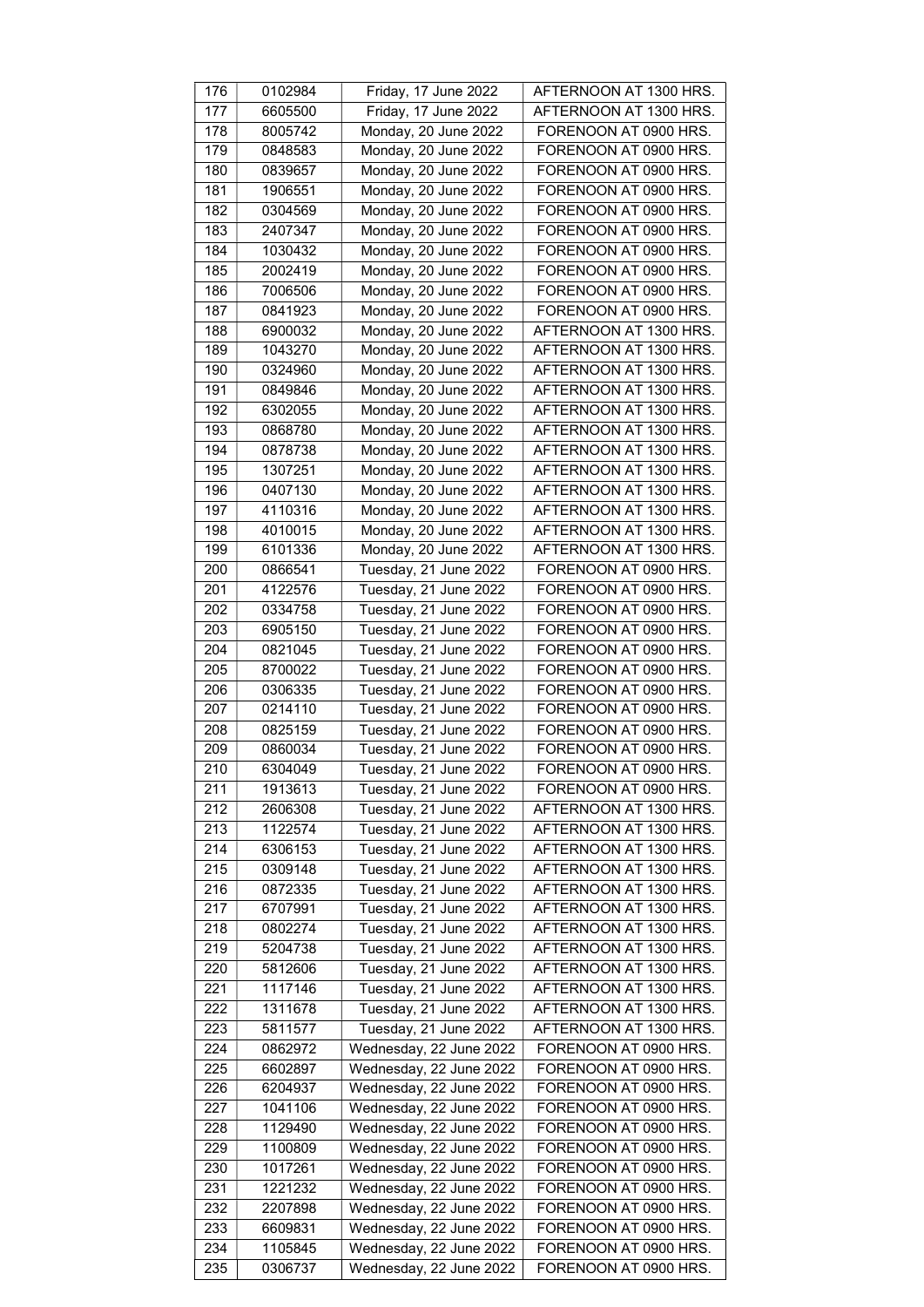| | | | |
|---|---|---|---|
| 176 | 0102984 | Friday, 17 June 2022 | AFTERNOON AT 1300 HRS. |
| 177 | 6605500 | Friday, 17 June 2022 | AFTERNOON AT 1300 HRS. |
| 178 | 8005742 | Monday, 20 June 2022 | FORENOON AT 0900 HRS. |
| 179 | 0848583 | Monday, 20 June 2022 | FORENOON AT 0900 HRS. |
| 180 | 0839657 | Monday, 20 June 2022 | FORENOON AT 0900 HRS. |
| 181 | 1906551 | Monday, 20 June 2022 | FORENOON AT 0900 HRS. |
| 182 | 0304569 | Monday, 20 June 2022 | FORENOON AT 0900 HRS. |
| 183 | 2407347 | Monday, 20 June 2022 | FORENOON AT 0900 HRS. |
| 184 | 1030432 | Monday, 20 June 2022 | FORENOON AT 0900 HRS. |
| 185 | 2002419 | Monday, 20 June 2022 | FORENOON AT 0900 HRS. |
| 186 | 7006506 | Monday, 20 June 2022 | FORENOON AT 0900 HRS. |
| 187 | 0841923 | Monday, 20 June 2022 | FORENOON AT 0900 HRS. |
| 188 | 6900032 | Monday, 20 June 2022 | AFTERNOON AT 1300 HRS. |
| 189 | 1043270 | Monday, 20 June 2022 | AFTERNOON AT 1300 HRS. |
| 190 | 0324960 | Monday, 20 June 2022 | AFTERNOON AT 1300 HRS. |
| 191 | 0849846 | Monday, 20 June 2022 | AFTERNOON AT 1300 HRS. |
| 192 | 6302055 | Monday, 20 June 2022 | AFTERNOON AT 1300 HRS. |
| 193 | 0868780 | Monday, 20 June 2022 | AFTERNOON AT 1300 HRS. |
| 194 | 0878738 | Monday, 20 June 2022 | AFTERNOON AT 1300 HRS. |
| 195 | 1307251 | Monday, 20 June 2022 | AFTERNOON AT 1300 HRS. |
| 196 | 0407130 | Monday, 20 June 2022 | AFTERNOON AT 1300 HRS. |
| 197 | 4110316 | Monday, 20 June 2022 | AFTERNOON AT 1300 HRS. |
| 198 | 4010015 | Monday, 20 June 2022 | AFTERNOON AT 1300 HRS. |
| 199 | 6101336 | Monday, 20 June 2022 | AFTERNOON AT 1300 HRS. |
| 200 | 0866541 | Tuesday, 21 June 2022 | FORENOON AT 0900 HRS. |
| 201 | 4122576 | Tuesday, 21 June 2022 | FORENOON AT 0900 HRS. |
| 202 | 0334758 | Tuesday, 21 June 2022 | FORENOON AT 0900 HRS. |
| 203 | 6905150 | Tuesday, 21 June 2022 | FORENOON AT 0900 HRS. |
| 204 | 0821045 | Tuesday, 21 June 2022 | FORENOON AT 0900 HRS. |
| 205 | 8700022 | Tuesday, 21 June 2022 | FORENOON AT 0900 HRS. |
| 206 | 0306335 | Tuesday, 21 June 2022 | FORENOON AT 0900 HRS. |
| 207 | 0214110 | Tuesday, 21 June 2022 | FORENOON AT 0900 HRS. |
| 208 | 0825159 | Tuesday, 21 June 2022 | FORENOON AT 0900 HRS. |
| 209 | 0860034 | Tuesday, 21 June 2022 | FORENOON AT 0900 HRS. |
| 210 | 6304049 | Tuesday, 21 June 2022 | FORENOON AT 0900 HRS. |
| 211 | 1913613 | Tuesday, 21 June 2022 | FORENOON AT 0900 HRS. |
| 212 | 2606308 | Tuesday, 21 June 2022 | AFTERNOON AT 1300 HRS. |
| 213 | 1122574 | Tuesday, 21 June 2022 | AFTERNOON AT 1300 HRS. |
| 214 | 6306153 | Tuesday, 21 June 2022 | AFTERNOON AT 1300 HRS. |
| 215 | 0309148 | Tuesday, 21 June 2022 | AFTERNOON AT 1300 HRS. |
| 216 | 0872335 | Tuesday, 21 June 2022 | AFTERNOON AT 1300 HRS. |
| 217 | 6707991 | Tuesday, 21 June 2022 | AFTERNOON AT 1300 HRS. |
| 218 | 0802274 | Tuesday, 21 June 2022 | AFTERNOON AT 1300 HRS. |
| 219 | 5204738 | Tuesday, 21 June 2022 | AFTERNOON AT 1300 HRS. |
| 220 | 5812606 | Tuesday, 21 June 2022 | AFTERNOON AT 1300 HRS. |
| 221 | 1117146 | Tuesday, 21 June 2022 | AFTERNOON AT 1300 HRS. |
| 222 | 1311678 | Tuesday, 21 June 2022 | AFTERNOON AT 1300 HRS. |
| 223 | 5811577 | Tuesday, 21 June 2022 | AFTERNOON AT 1300 HRS. |
| 224 | 0862972 | Wednesday, 22 June 2022 | FORENOON AT 0900 HRS. |
| 225 | 6602897 | Wednesday, 22 June 2022 | FORENOON AT 0900 HRS. |
| 226 | 6204937 | Wednesday, 22 June 2022 | FORENOON AT 0900 HRS. |
| 227 | 1041106 | Wednesday, 22 June 2022 | FORENOON AT 0900 HRS. |
| 228 | 1129490 | Wednesday, 22 June 2022 | FORENOON AT 0900 HRS. |
| 229 | 1100809 | Wednesday, 22 June 2022 | FORENOON AT 0900 HRS. |
| 230 | 1017261 | Wednesday, 22 June 2022 | FORENOON AT 0900 HRS. |
| 231 | 1221232 | Wednesday, 22 June 2022 | FORENOON AT 0900 HRS. |
| 232 | 2207898 | Wednesday, 22 June 2022 | FORENOON AT 0900 HRS. |
| 233 | 6609831 | Wednesday, 22 June 2022 | FORENOON AT 0900 HRS. |
| 234 | 1105845 | Wednesday, 22 June 2022 | FORENOON AT 0900 HRS. |
| 235 | 0306737 | Wednesday, 22 June 2022 | FORENOON AT 0900 HRS. |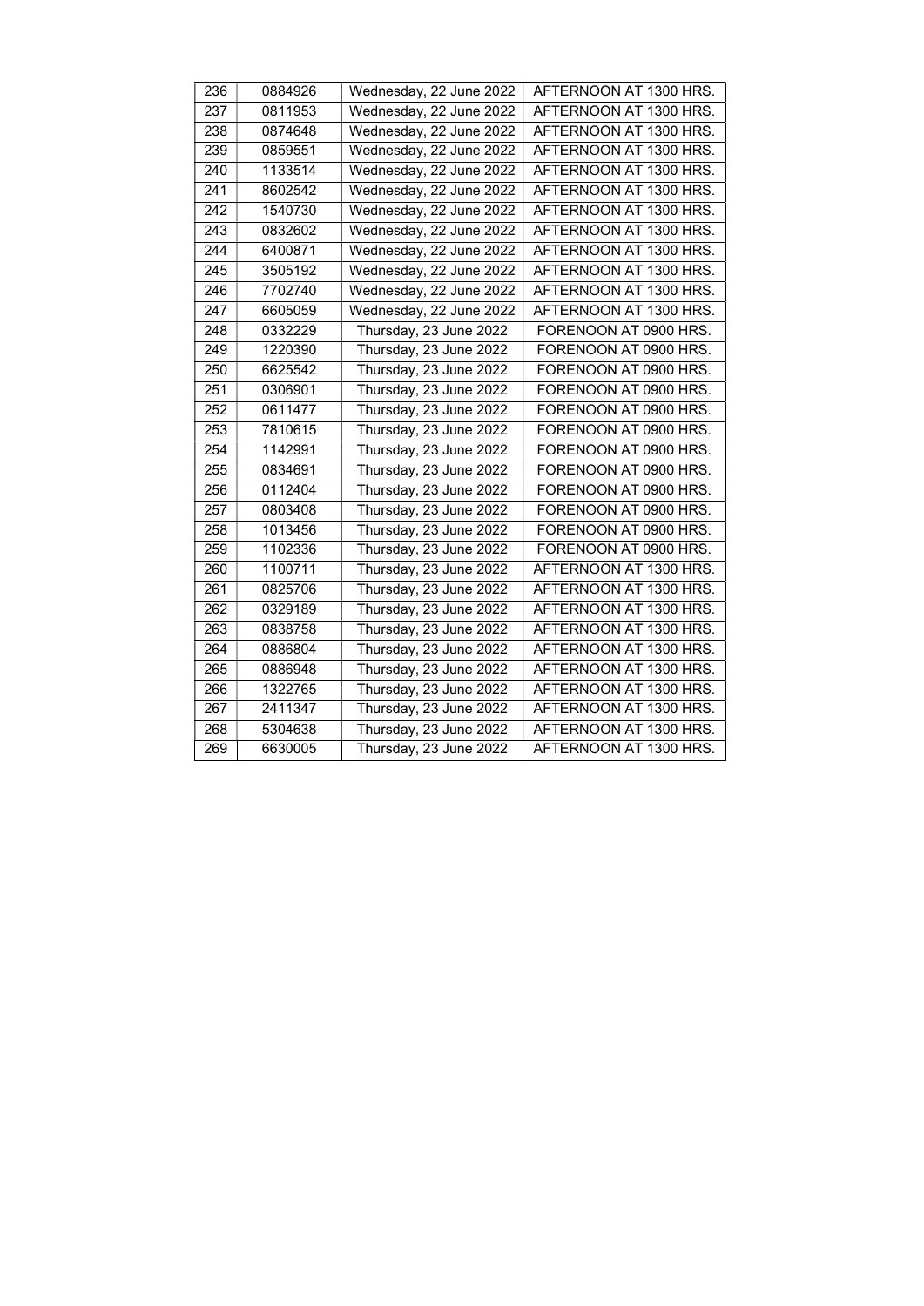| | | | |
|---|---|---|---|
| 236 | 0884926 | Wednesday, 22 June 2022 | AFTERNOON AT 1300 HRS. |
| 237 | 0811953 | Wednesday, 22 June 2022 | AFTERNOON AT 1300 HRS. |
| 238 | 0874648 | Wednesday, 22 June 2022 | AFTERNOON AT 1300 HRS. |
| 239 | 0859551 | Wednesday, 22 June 2022 | AFTERNOON AT 1300 HRS. |
| 240 | 1133514 | Wednesday, 22 June 2022 | AFTERNOON AT 1300 HRS. |
| 241 | 8602542 | Wednesday, 22 June 2022 | AFTERNOON AT 1300 HRS. |
| 242 | 1540730 | Wednesday, 22 June 2022 | AFTERNOON AT 1300 HRS. |
| 243 | 0832602 | Wednesday, 22 June 2022 | AFTERNOON AT 1300 HRS. |
| 244 | 6400871 | Wednesday, 22 June 2022 | AFTERNOON AT 1300 HRS. |
| 245 | 3505192 | Wednesday, 22 June 2022 | AFTERNOON AT 1300 HRS. |
| 246 | 7702740 | Wednesday, 22 June 2022 | AFTERNOON AT 1300 HRS. |
| 247 | 6605059 | Wednesday, 22 June 2022 | AFTERNOON AT 1300 HRS. |
| 248 | 0332229 | Thursday, 23 June 2022 | FORENOON AT 0900 HRS. |
| 249 | 1220390 | Thursday, 23 June 2022 | FORENOON AT 0900 HRS. |
| 250 | 6625542 | Thursday, 23 June 2022 | FORENOON AT 0900 HRS. |
| 251 | 0306901 | Thursday, 23 June 2022 | FORENOON AT 0900 HRS. |
| 252 | 0611477 | Thursday, 23 June 2022 | FORENOON AT 0900 HRS. |
| 253 | 7810615 | Thursday, 23 June 2022 | FORENOON AT 0900 HRS. |
| 254 | 1142991 | Thursday, 23 June 2022 | FORENOON AT 0900 HRS. |
| 255 | 0834691 | Thursday, 23 June 2022 | FORENOON AT 0900 HRS. |
| 256 | 0112404 | Thursday, 23 June 2022 | FORENOON AT 0900 HRS. |
| 257 | 0803408 | Thursday, 23 June 2022 | FORENOON AT 0900 HRS. |
| 258 | 1013456 | Thursday, 23 June 2022 | FORENOON AT 0900 HRS. |
| 259 | 1102336 | Thursday, 23 June 2022 | FORENOON AT 0900 HRS. |
| 260 | 1100711 | Thursday, 23 June 2022 | AFTERNOON AT 1300 HRS. |
| 261 | 0825706 | Thursday, 23 June 2022 | AFTERNOON AT 1300 HRS. |
| 262 | 0329189 | Thursday, 23 June 2022 | AFTERNOON AT 1300 HRS. |
| 263 | 0838758 | Thursday, 23 June 2022 | AFTERNOON AT 1300 HRS. |
| 264 | 0886804 | Thursday, 23 June 2022 | AFTERNOON AT 1300 HRS. |
| 265 | 0886948 | Thursday, 23 June 2022 | AFTERNOON AT 1300 HRS. |
| 266 | 1322765 | Thursday, 23 June 2022 | AFTERNOON AT 1300 HRS. |
| 267 | 2411347 | Thursday, 23 June 2022 | AFTERNOON AT 1300 HRS. |
| 268 | 5304638 | Thursday, 23 June 2022 | AFTERNOON AT 1300 HRS. |
| 269 | 6630005 | Thursday, 23 June 2022 | AFTERNOON AT 1300 HRS. |